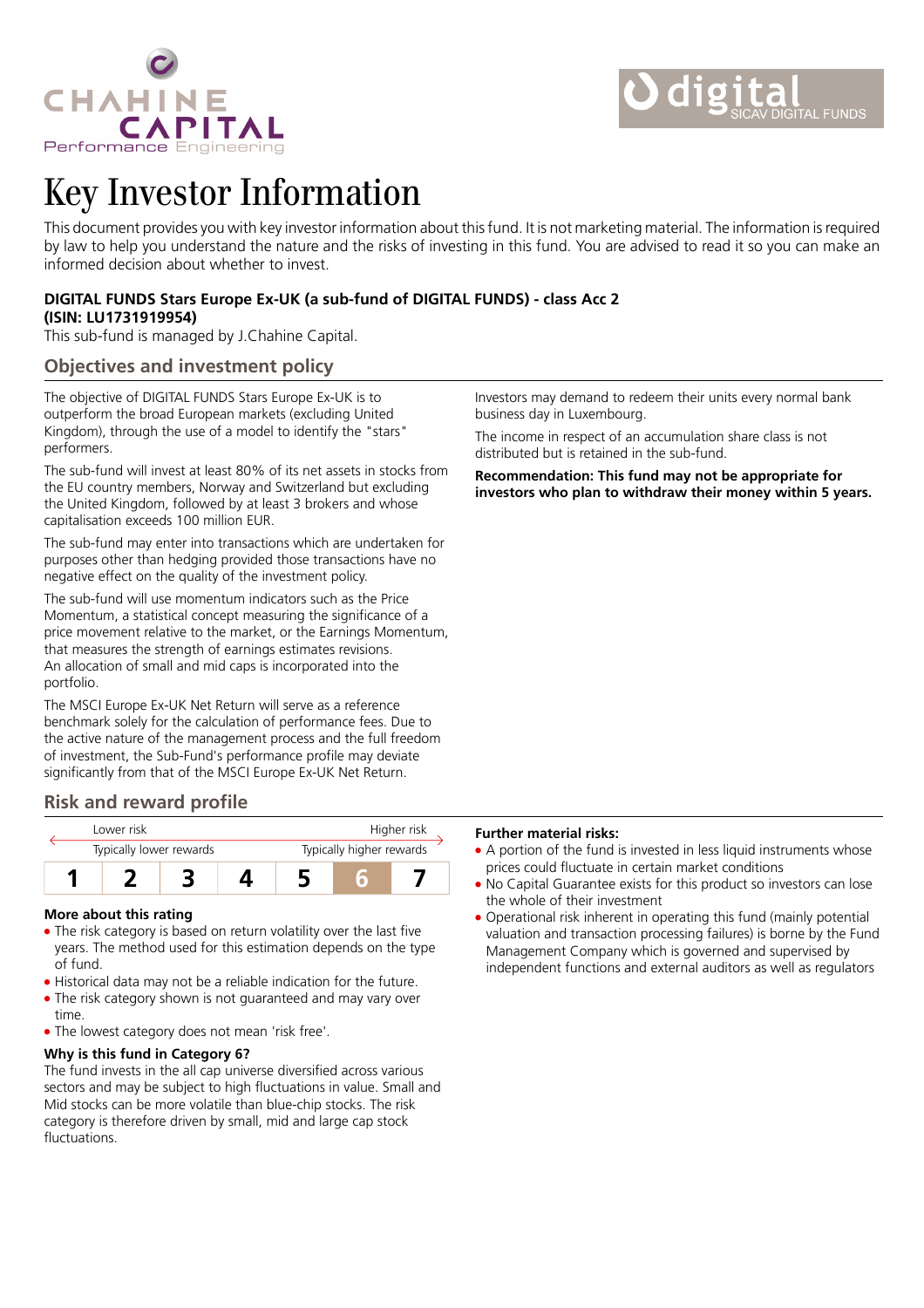# Key Investor Information

This document provides you with key investor information about this fund. It is not marketing material. The information is required by law to help you understand the nature and the risks of investing in this fund. You are advised to read it so you can make an informed decision about whether to invest.

**DIGITAL FUNDS Stars Europe Ex-UK (a sub-fund of DIGITAL FUNDS) - class Acc 2**
**(ISIN: LU1731919954)**
This sub-fund is managed by J.Chahine Capital.

## Objectives and investment policy

The objective of DIGITAL FUNDS Stars Europe Ex-UK is to outperform the broad European markets (excluding United Kingdom), through the use of a model to identify the "stars" performers.

The sub-fund will invest at least 80% of its net assets in stocks from the EU country members, Norway and Switzerland but excluding the United Kingdom, followed by at least 3 brokers and whose capitalisation exceeds 100 million EUR.

The sub-fund may enter into transactions which are undertaken for purposes other than hedging provided those transactions have no negative effect on the quality of the investment policy.

The sub-fund will use momentum indicators such as the Price Momentum, a statistical concept measuring the significance of a price movement relative to the market, or the Earnings Momentum, that measures the strength of earnings estimates revisions. An allocation of small and mid caps is incorporated into the portfolio.

The MSCI Europe Ex-UK Net Return will serve as a reference benchmark solely for the calculation of performance fees. Due to the active nature of the management process and the full freedom of investment, the Sub-Fund's performance profile may deviate significantly from that of the MSCI Europe Ex-UK Net Return.

Investors may demand to redeem their units every normal bank business day in Luxembourg.

The income in respect of an accumulation share class is not distributed but is retained in the sub-fund.

**Recommendation: This fund may not be appropriate for investors who plan to withdraw their money within 5 years.**

## Risk and reward profile

| Lower risk | | | | | | Higher risk |
|---|---|---|---|---|---|---|
| Typically lower rewards | | | | | | Typically higher rewards |
| 1 | 2 | 3 | 4 | 5 | **6** | 7 |

### More about this rating

- The risk category is based on return volatility over the last five years. The method used for this estimation depends on the type of fund.
- Historical data may not be a reliable indication for the future.
- The risk category shown is not guaranteed and may vary over time.
- The lowest category does not mean 'risk free'.

### Why is this fund in Category 6?

The fund invests in the all cap universe diversified across various sectors and may be subject to high fluctuations in value. Small and Mid stocks can be more volatile than blue-chip stocks. The risk category is therefore driven by small, mid and large cap stock fluctuations.

### Further material risks:

- A portion of the fund is invested in less liquid instruments whose prices could fluctuate in certain market conditions
- No Capital Guarantee exists for this product so investors can lose the whole of their investment
- Operational risk inherent in operating this fund (mainly potential valuation and transaction processing failures) is borne by the Fund Management Company which is governed and supervised by independent functions and external auditors as well as regulators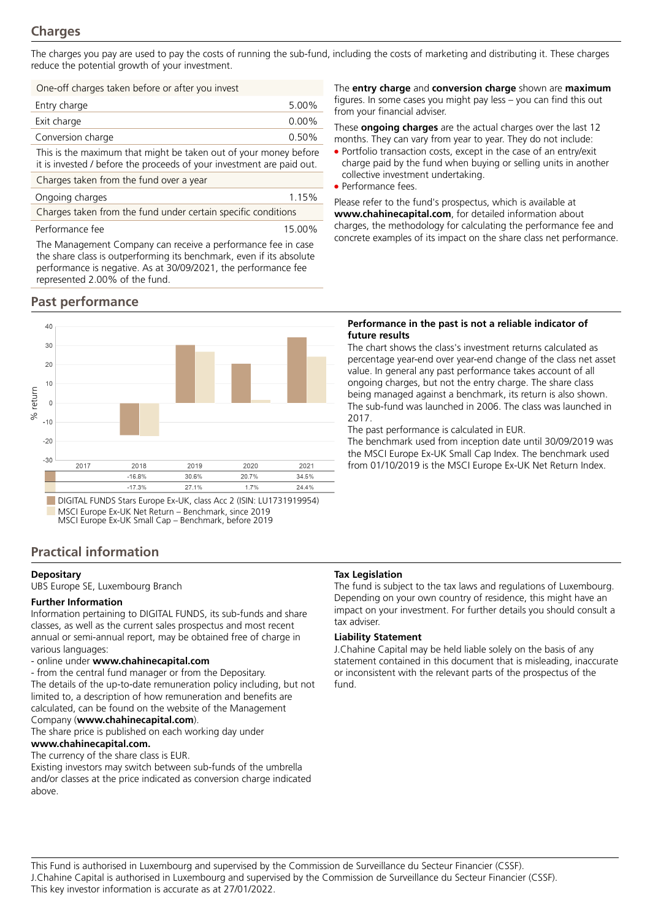## Charges

The charges you pay are used to pay the costs of running the sub-fund, including the costs of marketing and distributing it. These charges reduce the potential growth of your investment.

| One-off charges taken before or after you invest | |
|---|---|
| Entry charge | 5.00% |
| Exit charge | 0.00% |
| Conversion charge | 0.50% |
| This is the maximum that might be taken out of your money before it is invested / before the proceeds of your investment are paid out. | |
| **Charges taken from the fund over a year** | |
| Ongoing charges | 1.15% |
| **Charges taken from the fund under certain specific conditions** | |
| Performance fee | 15.00% |
| The Management Company can receive a performance fee in case the share class is outperforming its benchmark, even if its absolute performance is negative. As at 30/09/2021, the performance fee represented 2.00% of the fund. | |

The **entry charge** and **conversion charge** shown are **maximum** figures. In some cases you might pay less – you can find this out from your financial adviser.

These **ongoing charges** are the actual charges over the last 12 months. They can vary from year to year. They do not include:

- Portfolio transaction costs, except in the case of an entry/exit charge paid by the fund when buying or selling units in another collective investment undertaking.
- Performance fees.

Please refer to the fund's prospectus, which is available at **www.chahinecapital.com**, for detailed information about charges, the methodology for calculating the performance fee and concrete examples of its impact on the share class net performance.

## Past performance

% return

40
30
20
10
0
-10
-20
-30

2017 2018 2019 2020 2021

-16.8% 30.6% 20.7% 34.5%

-17.3% 27.1% 1.7% 24.4%

DIGITAL FUNDS Stars Europe Ex-UK, class Acc 2 (ISIN: LU1731919954)

MSCI Europe Ex-UK Net Return – Benchmark, since 2019
MSCI Europe Ex-UK Small Cap – Benchmark, before 2019

**Performance in the past is not a reliable indicator of future results**

The chart shows the class's investment returns calculated as percentage year-end over year-end change of the class net asset value. In general any past performance takes account of all ongoing charges, but not the entry charge. The share class being managed against a benchmark, its return is also shown. The sub-fund was launched in 2006. The class was launched in 2017.

The past performance is calculated in EUR.

The benchmark used from inception date until 30/09/2019 was the MSCI Europe Ex-UK Small Cap Index. The benchmark used from 01/10/2019 is the MSCI Europe Ex-UK Net Return Index.

## Practical information

**Depositary**

UBS Europe SE, Luxembourg Branch

**Further Information**

Information pertaining to DIGITAL FUNDS, its sub-funds and share classes, as well as the current sales prospectus and most recent annual or semi-annual report, may be obtained free of charge in various languages:

- online under **www.chahinecapital.com**
- from the central fund manager or from the Depositary.

The details of the up-to-date remuneration policy including, but not limited to, a description of how remuneration and benefits are calculated, can be found on the website of the Management Company (**www.chahinecapital.com**).

The share price is published on each working day under **www.chahinecapital.com.**

The currency of the share class is EUR.

Existing investors may switch between sub-funds of the umbrella and/or classes at the price indicated as conversion charge indicated above.

**Tax Legislation**

The fund is subject to the tax laws and regulations of Luxembourg. Depending on your own country of residence, this might have an impact on your investment. For further details you should consult a tax adviser.

**Liability Statement**

J.Chahine Capital may be held liable solely on the basis of any statement contained in this document that is misleading, inaccurate or inconsistent with the relevant parts of the prospectus of the fund.

This Fund is authorised in Luxembourg and supervised by the Commission de Surveillance du Secteur Financier (CSSF).
J.Chahine Capital is authorised in Luxembourg and supervised by the Commission de Surveillance du Secteur Financier (CSSF).
This key investor information is accurate as at 27/01/2022.